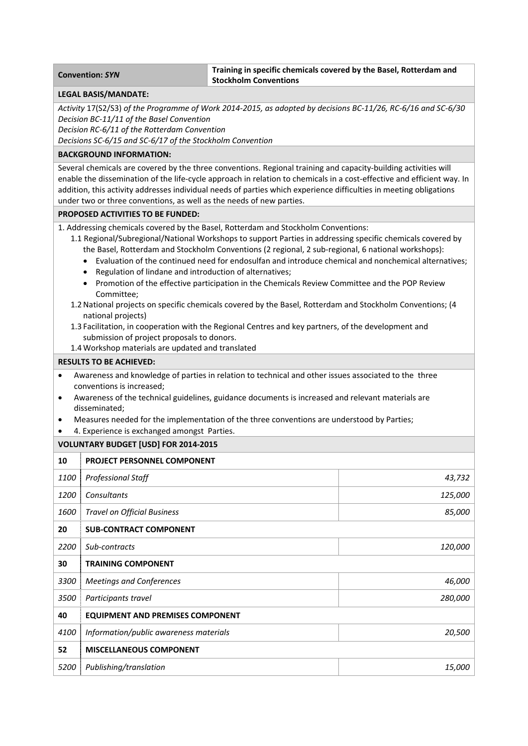| **Convention:** ***SYN*** | **Training in specific chemicals covered by the Basel, Rotterdam and Stockholm Conventions** |
|---|---|

**LEGAL BASIS/MANDATE:**

*Activity* 17(S2/S3) *of the Programme of Work 2014-2015, as adopted by decisions BC-11/26, RC-6/16 and SC-6/30*
*Decision BC-11/11 of the Basel Convention*
*Decision RC-6/11 of the Rotterdam Convention*
*Decisions SC-6/15 and SC-6/17 of the Stockholm Convention*

**BACKGROUND INFORMATION:**

Several chemicals are covered by the three conventions. Regional training and capacity-building activities will enable the dissemination of the life-cycle approach in relation to chemicals in a cost-effective and efficient way. In addition, this activity addresses individual needs of parties which experience difficulties in meeting obligations under two or three conventions, as well as the needs of new parties.

**PROPOSED ACTIVITIES TO BE FUNDED:**

1. Addressing chemicals covered by the Basel, Rotterdam and Stockholm Conventions:
   - 1.1 Regional/Subregional/National Workshops to support Parties in addressing specific chemicals covered by the Basel, Rotterdam and Stockholm Conventions (2 regional, 2 sub-regional, 6 national workshops):
     - Evaluation of the continued need for endosulfan and introduce chemical and nonchemical alternatives;
     - Regulation of lindane and introduction of alternatives;
     - Promotion of the effective participation in the Chemicals Review Committee and the POP Review Committee;
   - 1.2 National projects on specific chemicals covered by the Basel, Rotterdam and Stockholm Conventions; (4 national projects)
   - 1.3 Facilitation, in cooperation with the Regional Centres and key partners, of the development and submission of project proposals to donors.
   - 1.4 Workshop materials are updated and translated

**RESULTS TO BE ACHIEVED:**

- Awareness and knowledge of parties in relation to technical and other issues associated to the three conventions is increased;
- Awareness of the technical guidelines, guidance documents is increased and relevant materials are disseminated;
- Measures needed for the implementation of the three conventions are understood by Parties;
- 4. Experience is exchanged amongst Parties.

**VOLUNTARY BUDGET [USD] FOR 2014-2015**

| | | |
|---|---|---|
| **10** | **PROJECT PERSONNEL COMPONENT** | |
| *1100* | *Professional Staff* | *43,732* |
| *1200* | *Consultants* | *125,000* |
| *1600* | *Travel on Official Business* | *85,000* |
| **20** | **SUB-CONTRACT COMPONENT** | |
| *2200* | *Sub-contracts* | *120,000* |
| **30** | **TRAINING COMPONENT** | |
| *3300* | *Meetings and Conferences* | *46,000* |
| *3500* | *Participants travel* | *280,000* |
| **40** | **EQUIPMENT AND PREMISES COMPONENT** | |
| *4100* | *Information/public awareness materials* | *20,500* |
| **52** | **MISCELLANEOUS COMPONENT** | |
| *5200* | *Publishing/translation* | *15,000* |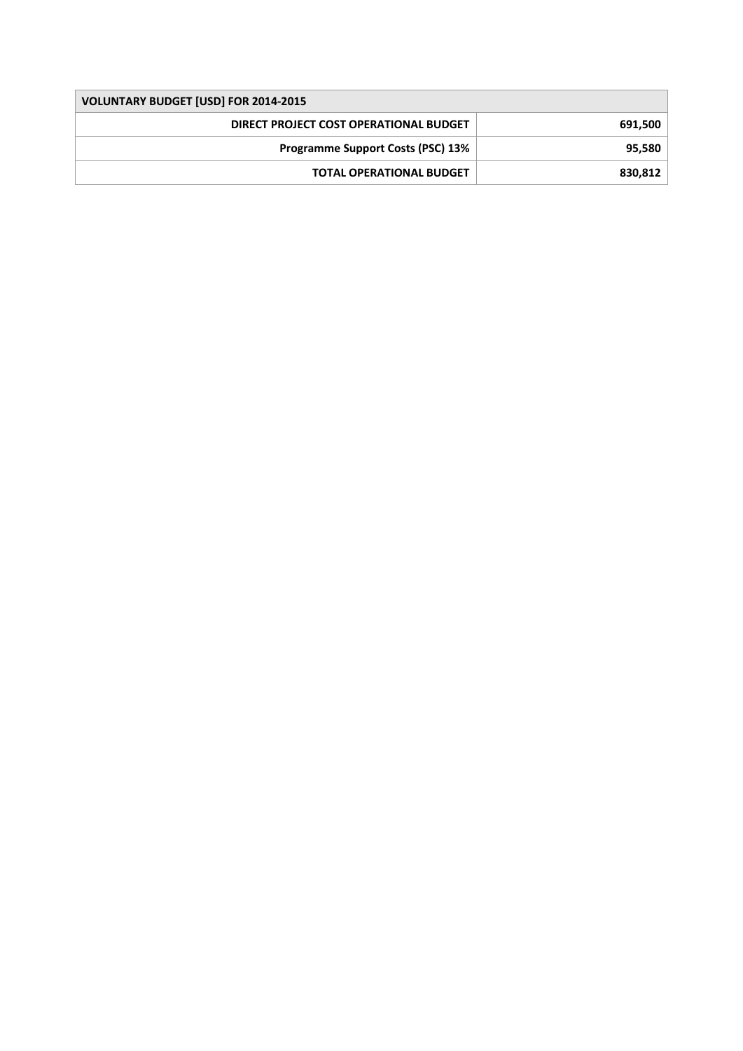| VOLUNTARY BUDGET [USD] FOR 2014-2015 | |
|---|---|
| **DIRECT PROJECT COST OPERATIONAL BUDGET** | **691,500** |
| **Programme Support Costs (PSC) 13%** | **95,580** |
| **TOTAL OPERATIONAL BUDGET** | **830,812** |